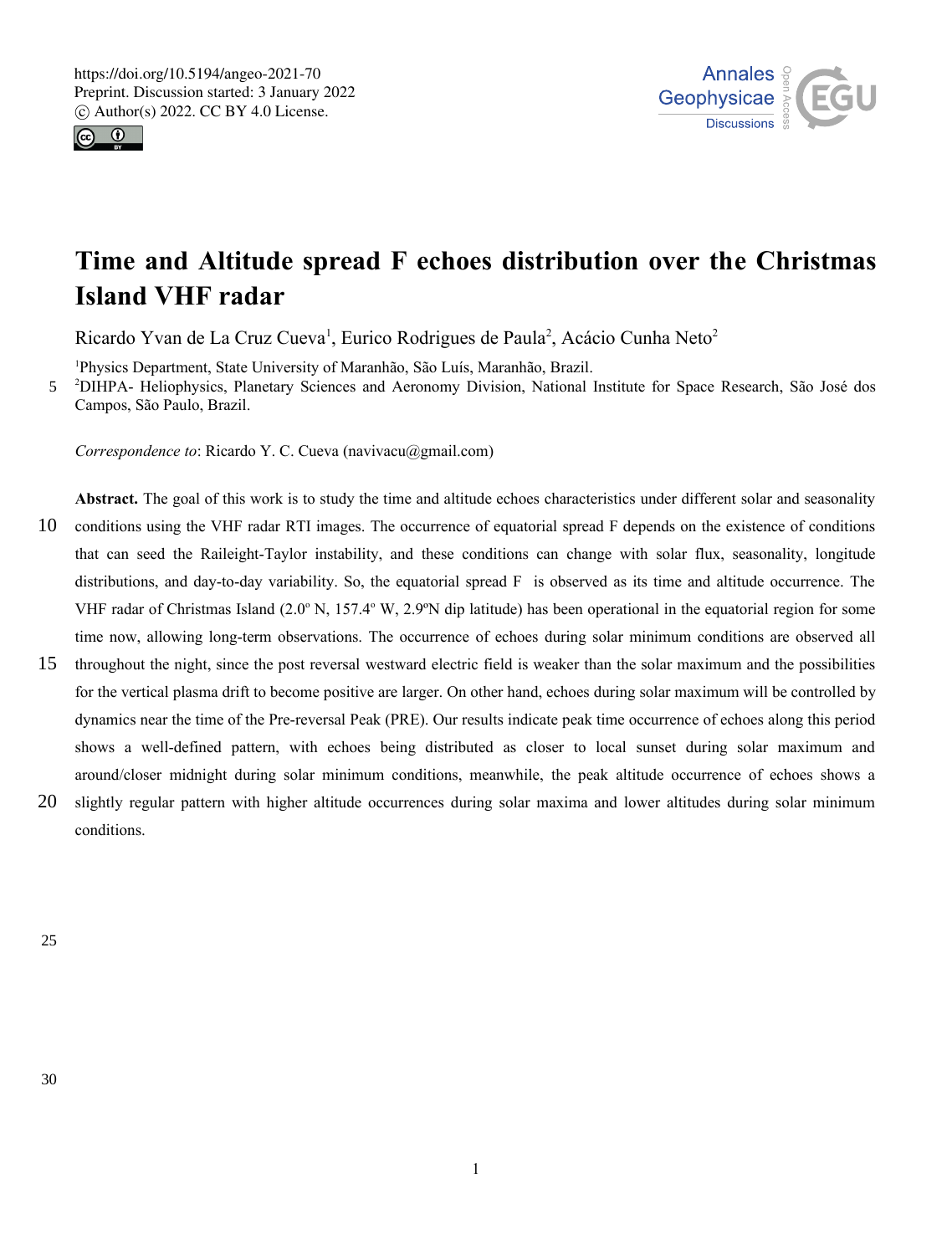# Time and Altitude spread F echoes distribution over the Christmas Island VHF radar

Ricardo Yvan de La Cruz Cueva[1], Eurico Rodrigues de Paula[2], Acácio Cunha Neto[2]

[1]Physics Department, State University of Maranhão, São Luís, Maranhão, Brazil.

[2]DIHPA- Heliophysics, Planetary Sciences and Aeronomy Division, National Institute for Space Research, São José dos Campos, São Paulo, Brazil.

*Correspondence to*: Ricardo Y. C. Cueva (navivacu@gmail.com)

**Abstract.** The goal of this work is to study the time and altitude echoes characteristics under different solar and seasonality conditions using the VHF radar RTI images. The occurrence of equatorial spread F depends on the existence of conditions that can seed the Raileight-Taylor instability, and these conditions can change with solar flux, seasonality, longitude distributions, and day-to-day variability. So, the equatorial spread F is observed as its time and altitude occurrence. The VHF radar of Christmas Island (2.0º N, 157.4º W, 2.9ºN dip latitude) has been operational in the equatorial region for some time now, allowing long-term observations. The occurrence of echoes during solar minimum conditions are observed all throughout the night, since the post reversal westward electric field is weaker than the solar maximum and the possibilities for the vertical plasma drift to become positive are larger. On other hand, echoes during solar maximum will be controlled by dynamics near the time of the Pre-reversal Peak (PRE). Our results indicate peak time occurrence of echoes along this period shows a well-defined pattern, with echoes being distributed as closer to local sunset during solar maximum and around/closer midnight during solar minimum conditions, meanwhile, the peak altitude occurrence of echoes shows a slightly regular pattern with higher altitude occurrences during solar maxima and lower altitudes during solar minimum conditions.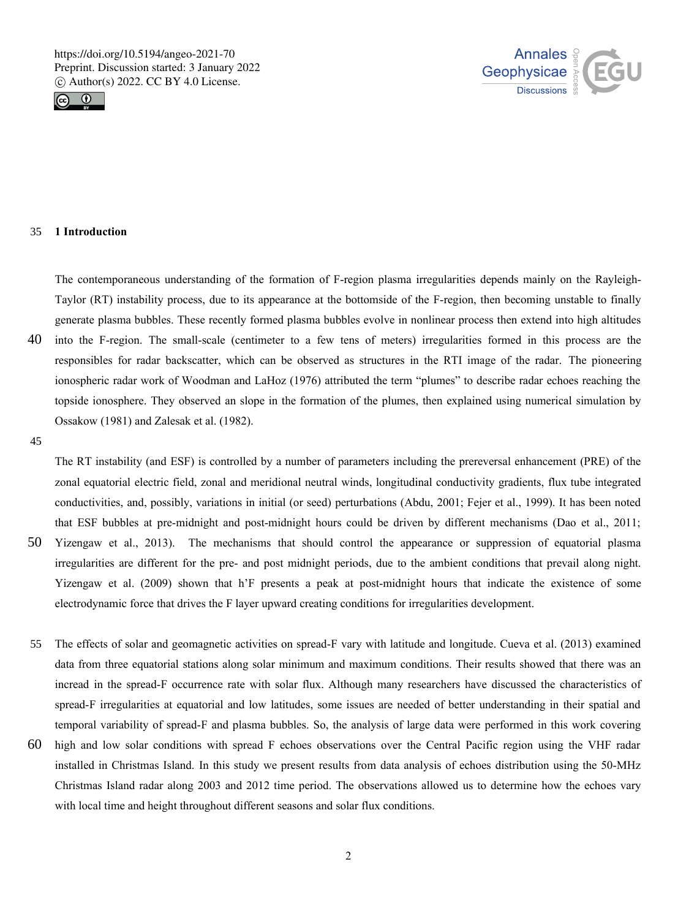## 1 Introduction

The contemporaneous understanding of the formation of F-region plasma irregularities depends mainly on the Rayleigh-Taylor (RT) instability process, due to its appearance at the bottomside of the F-region, then becoming unstable to finally generate plasma bubbles. These recently formed plasma bubbles evolve in nonlinear process then extend into high altitudes into the F-region. The small-scale (centimeter to a few tens of meters) irregularities formed in this process are the responsibles for radar backscatter, which can be observed as structures in the RTI image of the radar. The pioneering ionospheric radar work of Woodman and LaHoz (1976) attributed the term "plumes" to describe radar echoes reaching the topside ionosphere. They observed an slope in the formation of the plumes, then explained using numerical simulation by Ossakow (1981) and Zalesak et al. (1982).

The RT instability (and ESF) is controlled by a number of parameters including the prereversal enhancement (PRE) of the zonal equatorial electric field, zonal and meridional neutral winds, longitudinal conductivity gradients, flux tube integrated conductivities, and, possibly, variations in initial (or seed) perturbations (Abdu, 2001; Fejer et al., 1999). It has been noted that ESF bubbles at pre-midnight and post-midnight hours could be driven by different mechanisms (Dao et al., 2011; Yizengaw et al., 2013). The mechanisms that should control the appearance or suppression of equatorial plasma irregularities are different for the pre- and post midnight periods, due to the ambient conditions that prevail along night. Yizengaw et al. (2009) shown that h'F presents a peak at post-midnight hours that indicate the existence of some electrodynamic force that drives the F layer upward creating conditions for irregularities development.

The effects of solar and geomagnetic activities on spread-F vary with latitude and longitude. Cueva et al. (2013) examined data from three equatorial stations along solar minimum and maximum conditions. Their results showed that there was an incread in the spread-F occurrence rate with solar flux. Although many researchers have discussed the characteristics of spread-F irregularities at equatorial and low latitudes, some issues are needed of better understanding in their spatial and temporal variability of spread-F and plasma bubbles. So, the analysis of large data were performed in this work covering high and low solar conditions with spread F echoes observations over the Central Pacific region using the VHF radar installed in Christmas Island. In this study we present results from data analysis of echoes distribution using the 50-MHz Christmas Island radar along 2003 and 2012 time period. The observations allowed us to determine how the echoes vary with local time and height throughout different seasons and solar flux conditions.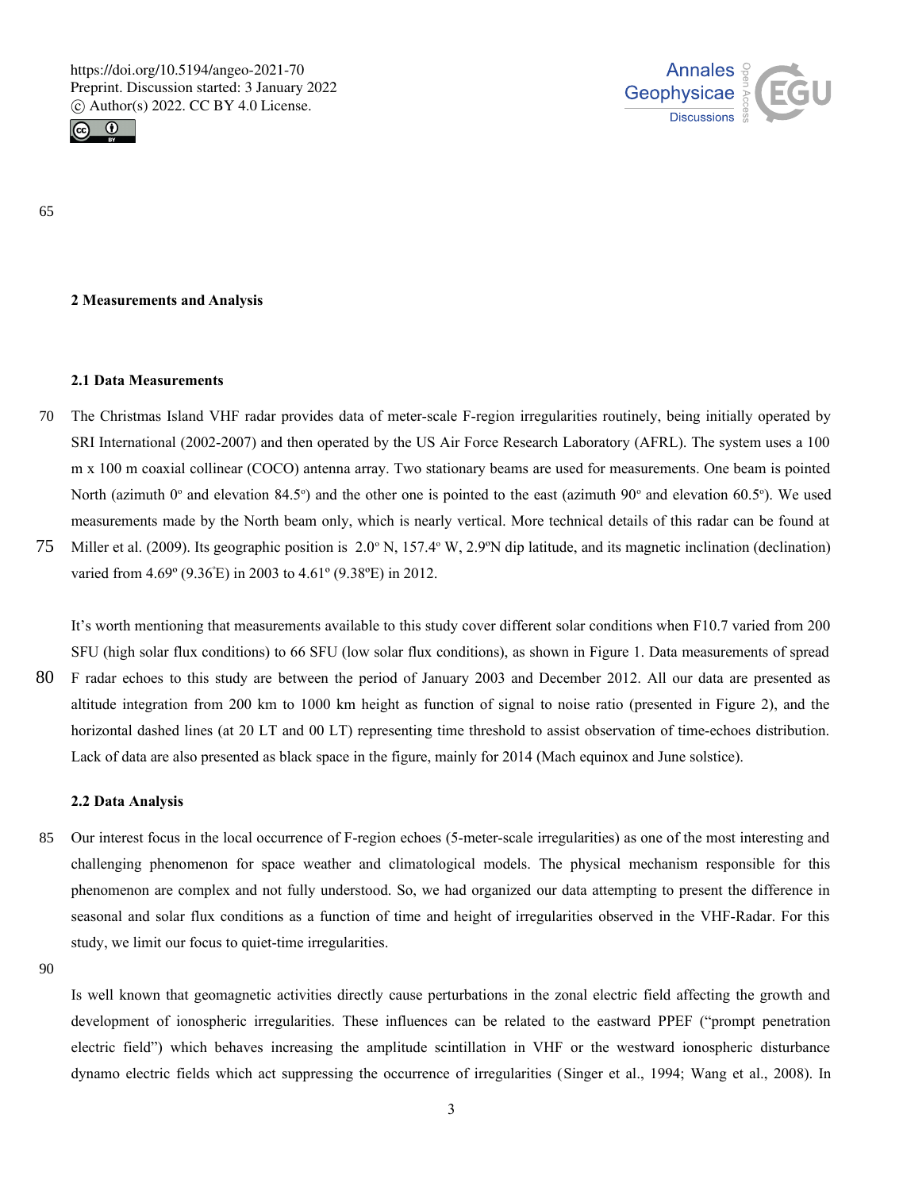## 2 Measurements and Analysis

### 2.1 Data Measurements

The Christmas Island VHF radar provides data of meter-scale F-region irregularities routinely, being initially operated by SRI International (2002-2007) and then operated by the US Air Force Research Laboratory (AFRL). The system uses a 100 m x 100 m coaxial collinear (COCO) antenna array. Two stationary beams are used for measurements. One beam is pointed North (azimuth 0º and elevation 84.5º) and the other one is pointed to the east (azimuth 90º and elevation 60.5º). We used measurements made by the North beam only, which is nearly vertical. More technical details of this radar can be found at Miller et al. (2009). Its geographic position is 2.0º N, 157.4º W, 2.9ºN dip latitude, and its magnetic inclination (declination) varied from 4.69º (9.36ºE) in 2003 to 4.61º (9.38ºE) in 2012.

It's worth mentioning that measurements available to this study cover different solar conditions when F10.7 varied from 200 SFU (high solar flux conditions) to 66 SFU (low solar flux conditions), as shown in Figure 1. Data measurements of spread F radar echoes to this study are between the period of January 2003 and December 2012. All our data are presented as altitude integration from 200 km to 1000 km height as function of signal to noise ratio (presented in Figure 2), and the horizontal dashed lines (at 20 LT and 00 LT) representing time threshold to assist observation of time-echoes distribution. Lack of data are also presented as black space in the figure, mainly for 2014 (Mach equinox and June solstice).

### 2.2 Data Analysis

Our interest focus in the local occurrence of F-region echoes (5-meter-scale irregularities) as one of the most interesting and challenging phenomenon for space weather and climatological models. The physical mechanism responsible for this phenomenon are complex and not fully understood. So, we had organized our data attempting to present the difference in seasonal and solar flux conditions as a function of time and height of irregularities observed in the VHF-Radar. For this study, we limit our focus to quiet-time irregularities.

Is well known that geomagnetic activities directly cause perturbations in the zonal electric field affecting the growth and development of ionospheric irregularities. These influences can be related to the eastward PPEF ("prompt penetration electric field") which behaves increasing the amplitude scintillation in VHF or the westward ionospheric disturbance dynamo electric fields which act suppressing the occurrence of irregularities (Singer et al., 1994; Wang et al., 2008). In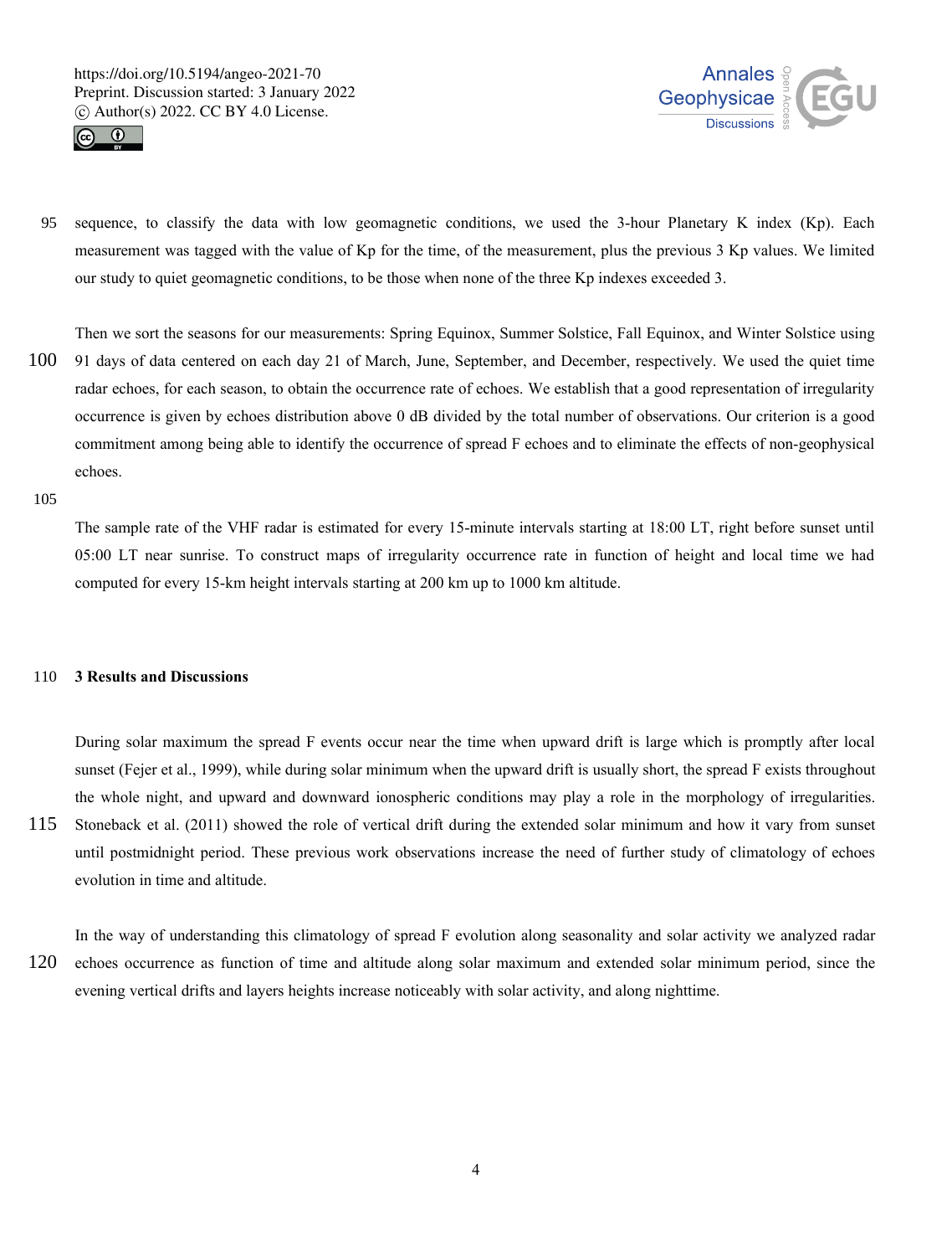sequence, to classify the data with low geomagnetic conditions, we used the 3-hour Planetary K index (Kp). Each measurement was tagged with the value of Kp for the time, of the measurement, plus the previous 3 Kp values. We limited our study to quiet geomagnetic conditions, to be those when none of the three Kp indexes exceeded 3.

Then we sort the seasons for our measurements: Spring Equinox, Summer Solstice, Fall Equinox, and Winter Solstice using 91 days of data centered on each day 21 of March, June, September, and December, respectively. We used the quiet time radar echoes, for each season, to obtain the occurrence rate of echoes. We establish that a good representation of irregularity occurrence is given by echoes distribution above 0 dB divided by the total number of observations. Our criterion is a good commitment among being able to identify the occurrence of spread F echoes and to eliminate the effects of non-geophysical echoes.

The sample rate of the VHF radar is estimated for every 15-minute intervals starting at 18:00 LT, right before sunset until 05:00 LT near sunrise. To construct maps of irregularity occurrence rate in function of height and local time we had computed for every 15-km height intervals starting at 200 km up to 1000 km altitude.

## 3 Results and Discussions

During solar maximum the spread F events occur near the time when upward drift is large which is promptly after local sunset (Fejer et al., 1999), while during solar minimum when the upward drift is usually short, the spread F exists throughout the whole night, and upward and downward ionospheric conditions may play a role in the morphology of irregularities. Stoneback et al. (2011) showed the role of vertical drift during the extended solar minimum and how it vary from sunset until postmidnight period. These previous work observations increase the need of further study of climatology of echoes evolution in time and altitude.

In the way of understanding this climatology of spread F evolution along seasonality and solar activity we analyzed radar echoes occurrence as function of time and altitude along solar maximum and extended solar minimum period, since the evening vertical drifts and layers heights increase noticeably with solar activity, and along nighttime.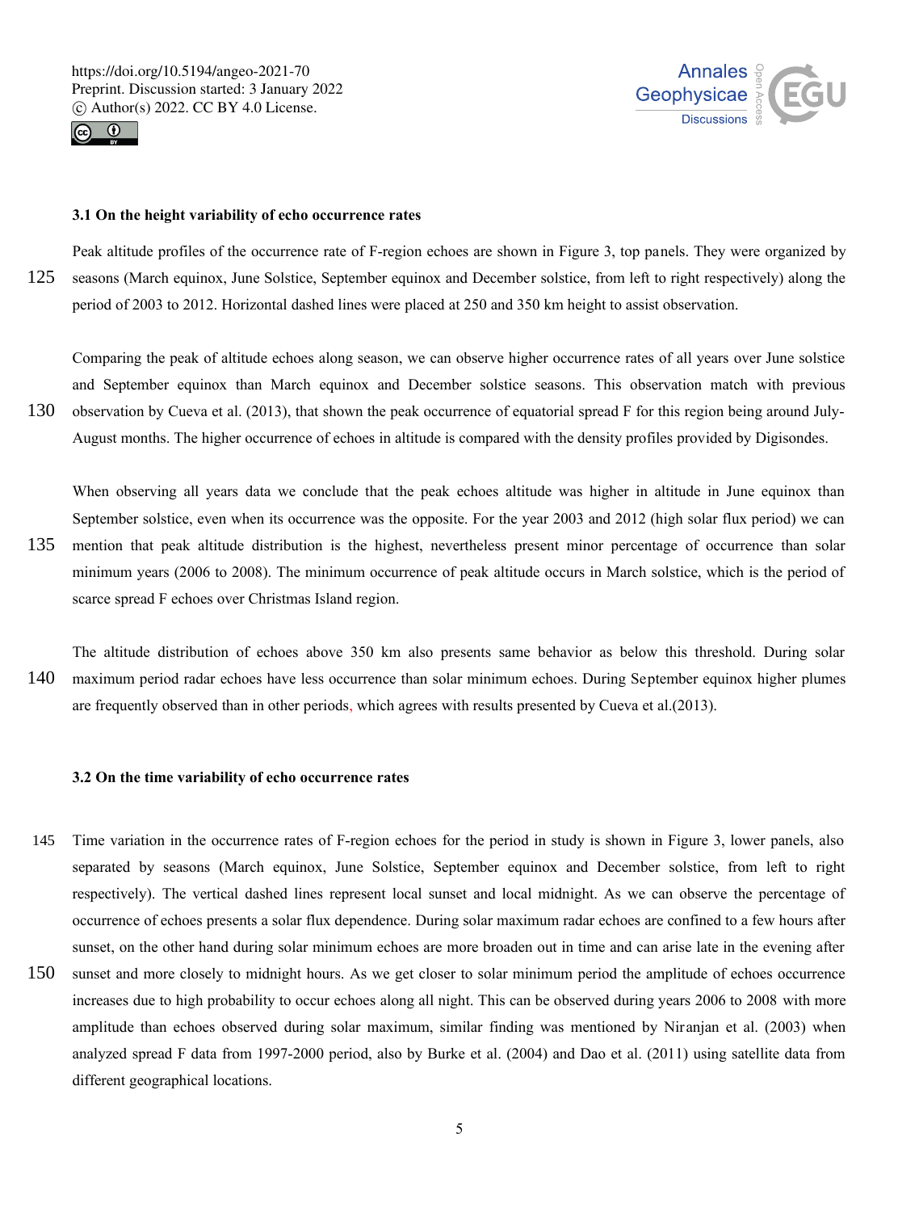### 3.1 On the height variability of echo occurrence rates

Peak altitude profiles of the occurrence rate of F-region echoes are shown in Figure 3, top panels. They were organized by seasons (March equinox, June Solstice, September equinox and December solstice, from left to right respectively) along the period of 2003 to 2012. Horizontal dashed lines were placed at 250 and 350 km height to assist observation.

Comparing the peak of altitude echoes along season, we can observe higher occurrence rates of all years over June solstice and September equinox than March equinox and December solstice seasons. This observation match with previous observation by Cueva et al. (2013), that shown the peak occurrence of equatorial spread F for this region being around July-August months. The higher occurrence of echoes in altitude is compared with the density profiles provided by Digisondes.

When observing all years data we conclude that the peak echoes altitude was higher in altitude in June equinox than September solstice, even when its occurrence was the opposite. For the year 2003 and 2012 (high solar flux period) we can mention that peak altitude distribution is the highest, nevertheless present minor percentage of occurrence than solar minimum years (2006 to 2008). The minimum occurrence of peak altitude occurs in March solstice, which is the period of scarce spread F echoes over Christmas Island region.

The altitude distribution of echoes above 350 km also presents same behavior as below this threshold. During solar maximum period radar echoes have less occurrence than solar minimum echoes. During September equinox higher plumes are frequently observed than in other periods, which agrees with results presented by Cueva et al.(2013).

### 3.2 On the time variability of echo occurrence rates

Time variation in the occurrence rates of F-region echoes for the period in study is shown in Figure 3, lower panels, also separated by seasons (March equinox, June Solstice, September equinox and December solstice, from left to right respectively). The vertical dashed lines represent local sunset and local midnight. As we can observe the percentage of occurrence of echoes presents a solar flux dependence. During solar maximum radar echoes are confined to a few hours after sunset, on the other hand during solar minimum echoes are more broaden out in time and can arise late in the evening after sunset and more closely to midnight hours. As we get closer to solar minimum period the amplitude of echoes occurrence increases due to high probability to occur echoes along all night. This can be observed during years 2006 to 2008 with more amplitude than echoes observed during solar maximum, similar finding was mentioned by Niranjan et al. (2003) when analyzed spread F data from 1997-2000 period, also by Burke et al. (2004) and Dao et al. (2011) using satellite data from different geographical locations.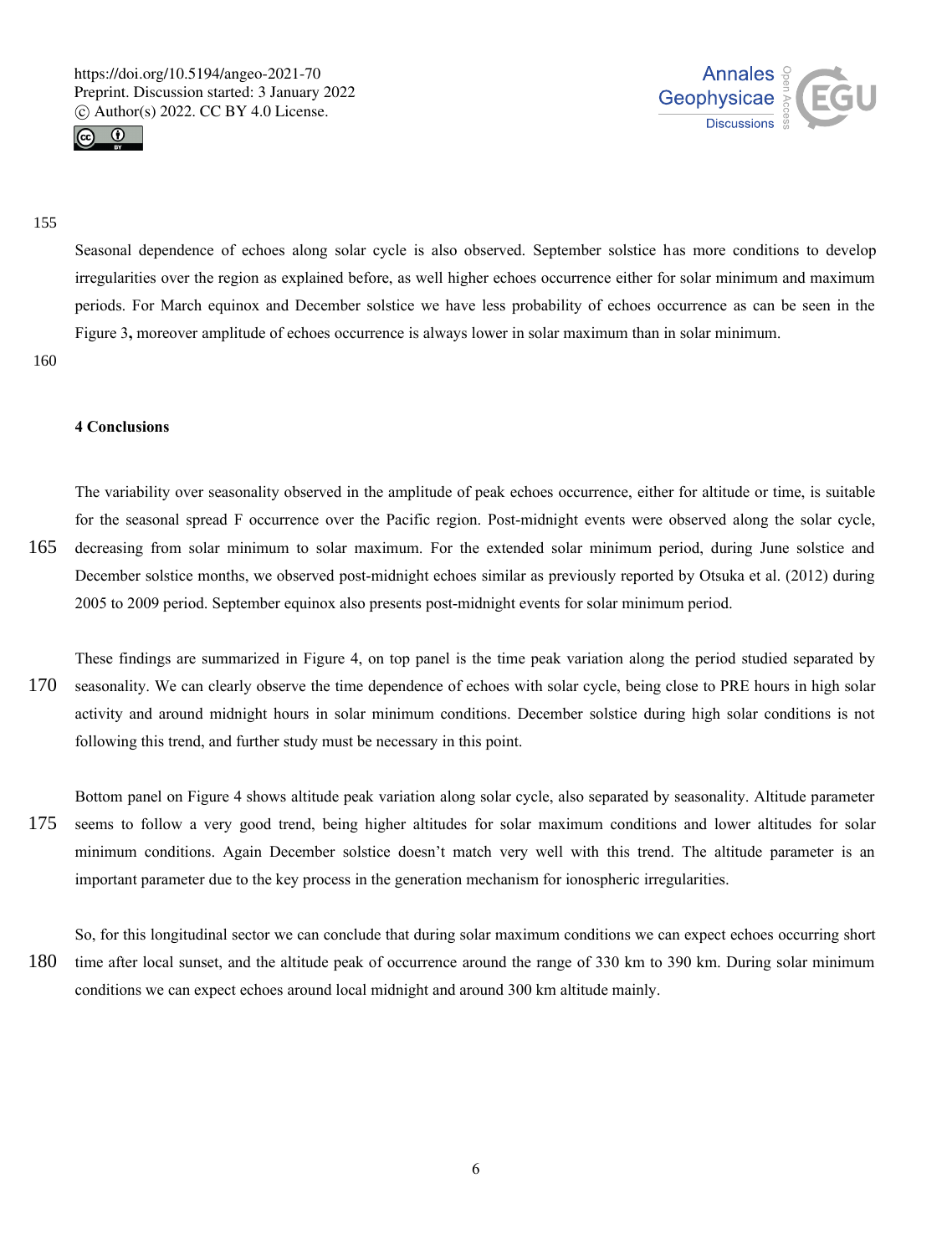Seasonal dependence of echoes along solar cycle is also observed. September solstice has more conditions to develop irregularities over the region as explained before, as well higher echoes occurrence either for solar minimum and maximum periods. For March equinox and December solstice we have less probability of echoes occurrence as can be seen in the Figure 3**,** moreover amplitude of echoes occurrence is always lower in solar maximum than in solar minimum.

## 4 Conclusions

The variability over seasonality observed in the amplitude of peak echoes occurrence, either for altitude or time, is suitable for the seasonal spread F occurrence over the Pacific region. Post-midnight events were observed along the solar cycle, decreasing from solar minimum to solar maximum. For the extended solar minimum period, during June solstice and December solstice months, we observed post-midnight echoes similar as previously reported by Otsuka et al. (2012) during 2005 to 2009 period. September equinox also presents post-midnight events for solar minimum period.

These findings are summarized in Figure 4, on top panel is the time peak variation along the period studied separated by seasonality. We can clearly observe the time dependence of echoes with solar cycle, being close to PRE hours in high solar activity and around midnight hours in solar minimum conditions. December solstice during high solar conditions is not following this trend, and further study must be necessary in this point.

Bottom panel on Figure 4 shows altitude peak variation along solar cycle, also separated by seasonality. Altitude parameter seems to follow a very good trend, being higher altitudes for solar maximum conditions and lower altitudes for solar minimum conditions. Again December solstice doesn't match very well with this trend. The altitude parameter is an important parameter due to the key process in the generation mechanism for ionospheric irregularities.

So, for this longitudinal sector we can conclude that during solar maximum conditions we can expect echoes occurring short time after local sunset, and the altitude peak of occurrence around the range of 330 km to 390 km. During solar minimum conditions we can expect echoes around local midnight and around 300 km altitude mainly.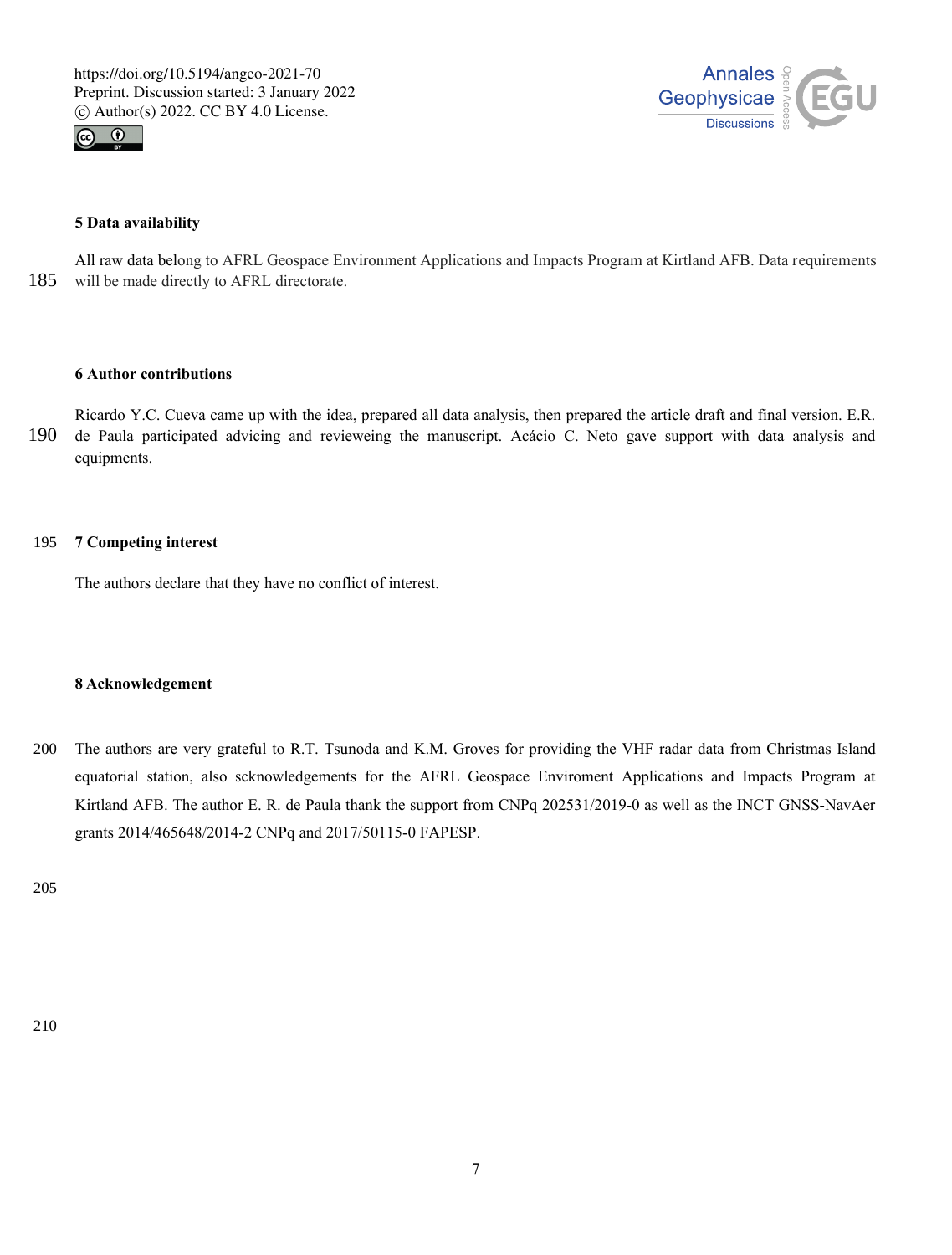## 5 Data availability

All raw data belong to AFRL Geospace Environment Applications and Impacts Program at Kirtland AFB. Data requirements will be made directly to AFRL directorate.

## 6 Author contributions

Ricardo Y.C. Cueva came up with the idea, prepared all data analysis, then prepared the article draft and final version. E.R. de Paula participated advicing and revieweing the manuscript. Acácio C. Neto gave support with data analysis and equipments.

## 7 Competing interest

The authors declare that they have no conflict of interest.

## 8 Acknowledgement

The authors are very grateful to R.T. Tsunoda and K.M. Groves for providing the VHF radar data from Christmas Island equatorial station, also scknowledgements for the AFRL Geospace Enviroment Applications and Impacts Program at Kirtland AFB. The author E. R. de Paula thank the support from CNPq 202531/2019-0 as well as the INCT GNSS-NavAer grants 2014/465648/2014-2 CNPq and 2017/50115-0 FAPESP.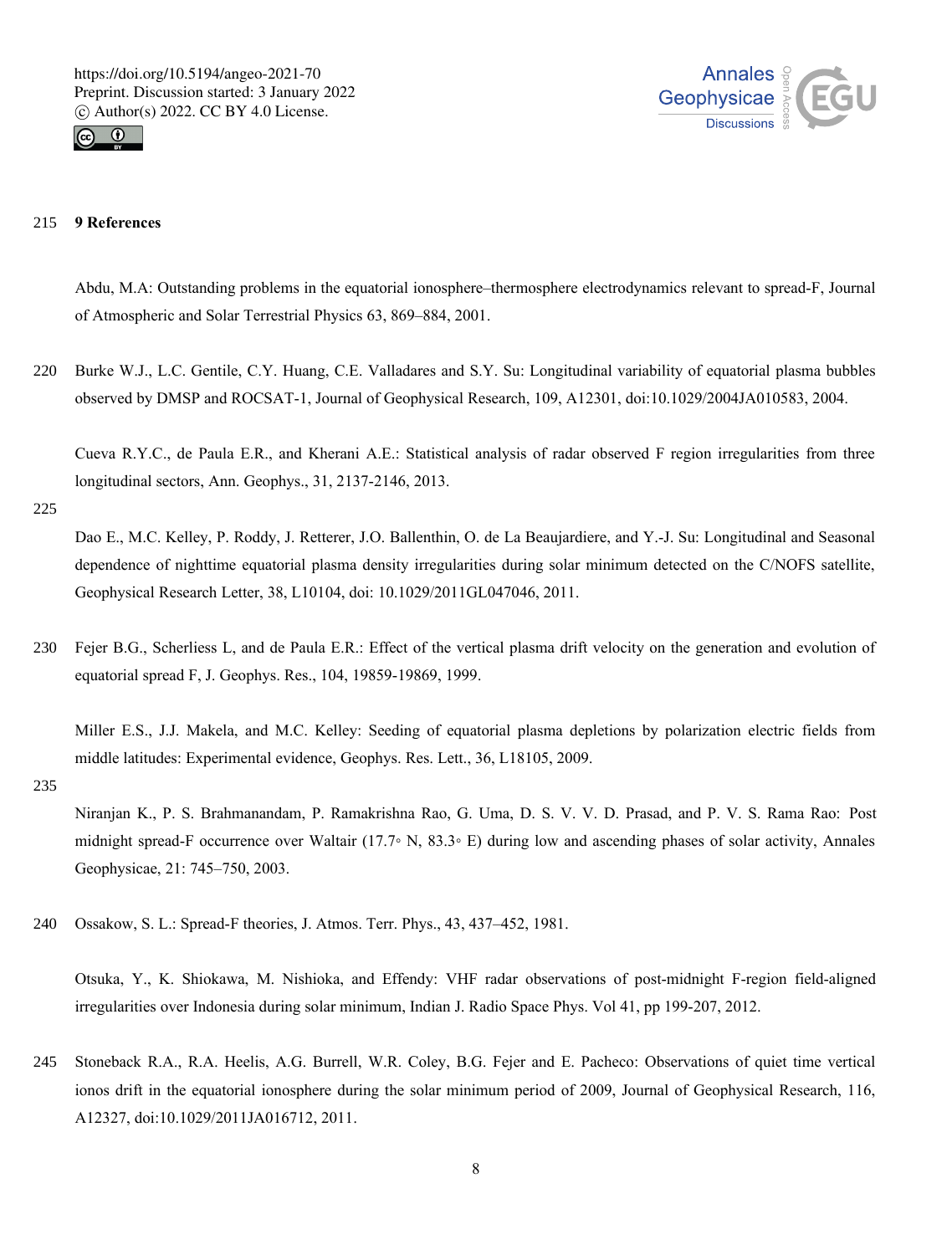## 9 References

Abdu, M.A: Outstanding problems in the equatorial ionosphere–thermosphere electrodynamics relevant to spread-F, Journal of Atmospheric and Solar Terrestrial Physics 63, 869–884, 2001.

Burke W.J., L.C. Gentile, C.Y. Huang, C.E. Valladares and S.Y. Su: Longitudinal variability of equatorial plasma bubbles observed by DMSP and ROCSAT-1, Journal of Geophysical Research, 109, A12301, doi:10.1029/2004JA010583, 2004.

Cueva R.Y.C., de Paula E.R., and Kherani A.E.: Statistical analysis of radar observed F region irregularities from three longitudinal sectors, Ann. Geophys., 31, 2137-2146, 2013.

Dao E., M.C. Kelley, P. Roddy, J. Retterer, J.O. Ballenthin, O. de La Beaujardiere, and Y.-J. Su: Longitudinal and Seasonal dependence of nighttime equatorial plasma density irregularities during solar minimum detected on the C/NOFS satellite, Geophysical Research Letter, 38, L10104, doi: 10.1029/2011GL047046, 2011.

Fejer B.G., Scherliess L, and de Paula E.R.: Effect of the vertical plasma drift velocity on the generation and evolution of equatorial spread F, J. Geophys. Res., 104, 19859-19869, 1999.

Miller E.S., J.J. Makela, and M.C. Kelley: Seeding of equatorial plasma depletions by polarization electric fields from middle latitudes: Experimental evidence, Geophys. Res. Lett., 36, L18105, 2009.

Niranjan K., P. S. Brahmanandam, P. Ramakrishna Rao, G. Uma, D. S. V. V. D. Prasad, and P. V. S. Rama Rao: Post midnight spread-F occurrence over Waltair (17.7◦ N, 83.3◦ E) during low and ascending phases of solar activity, Annales Geophysicae, 21: 745–750, 2003.

Ossakow, S. L.: Spread-F theories, J. Atmos. Terr. Phys., 43, 437–452, 1981.

Otsuka, Y., K. Shiokawa, M. Nishioka, and Effendy: VHF radar observations of post-midnight F-region field-aligned irregularities over Indonesia during solar minimum, Indian J. Radio Space Phys. Vol 41, pp 199-207, 2012.

Stoneback R.A., R.A. Heelis, A.G. Burrell, W.R. Coley, B.G. Fejer and E. Pacheco: Observations of quiet time vertical ionos drift in the equatorial ionosphere during the solar minimum period of 2009, Journal of Geophysical Research, 116, A12327, doi:10.1029/2011JA016712, 2011.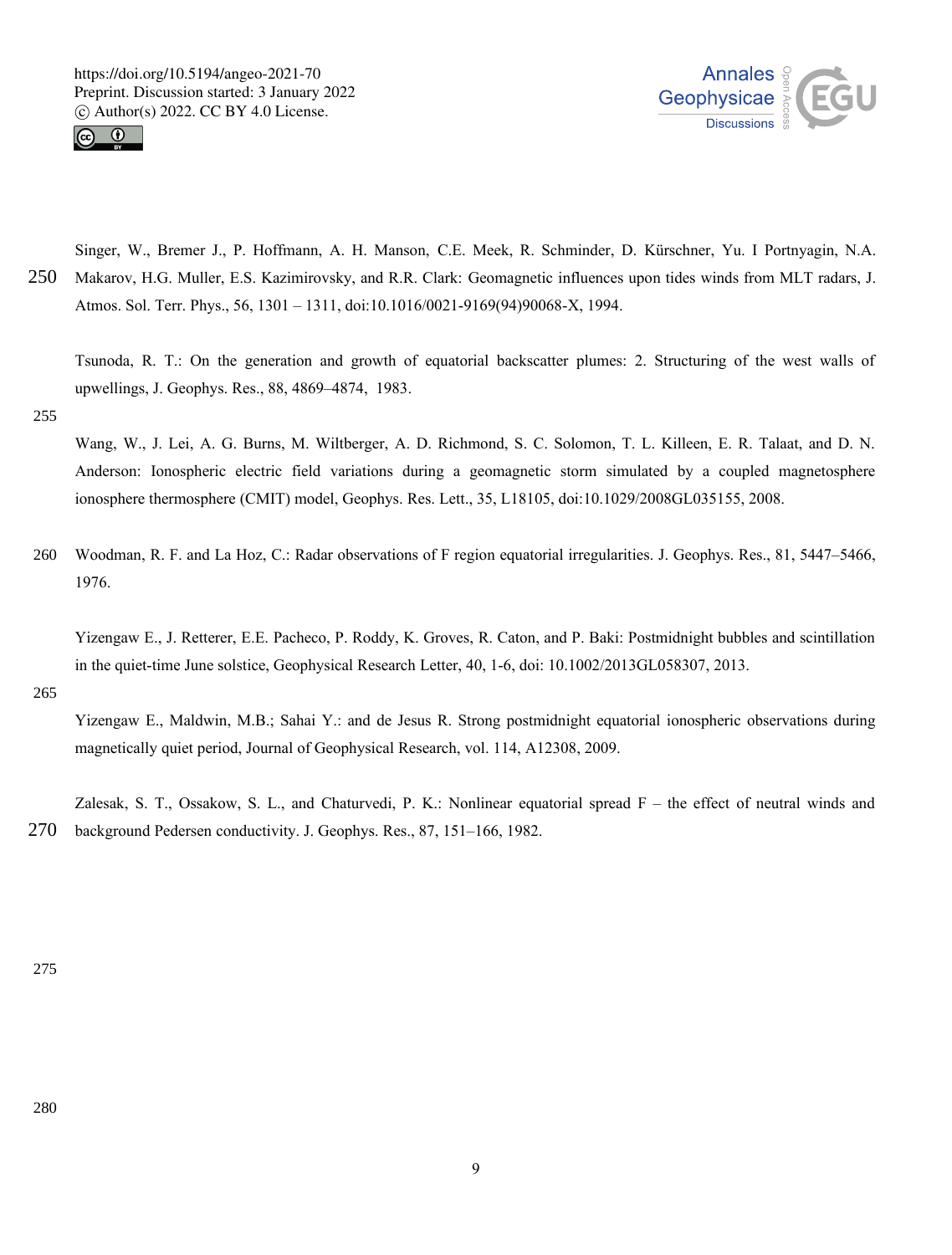Singer, W., Bremer J., P. Hoffmann, A. H. Manson, C.E. Meek, R. Schminder, D. Kürschner, Yu. I Portnyagin, N.A. Makarov, H.G. Muller, E.S. Kazimirovsky, and R.R. Clark: Geomagnetic influences upon tides winds from MLT radars, J. Atmos. Sol. Terr. Phys., 56, 1301 – 1311, doi:10.1016/0021-9169(94)90068-X, 1994.

Tsunoda, R. T.: On the generation and growth of equatorial backscatter plumes: 2. Structuring of the west walls of upwellings, J. Geophys. Res., 88, 4869–4874, 1983.

Wang, W., J. Lei, A. G. Burns, M. Wiltberger, A. D. Richmond, S. C. Solomon, T. L. Killeen, E. R. Talaat, and D. N. Anderson: Ionospheric electric field variations during a geomagnetic storm simulated by a coupled magnetosphere ionosphere thermosphere (CMIT) model, Geophys. Res. Lett., 35, L18105, doi:10.1029/2008GL035155, 2008.

Woodman, R. F. and La Hoz, C.: Radar observations of F region equatorial irregularities. J. Geophys. Res., 81, 5447–5466, 1976.

Yizengaw E., J. Retterer, E.E. Pacheco, P. Roddy, K. Groves, R. Caton, and P. Baki: Postmidnight bubbles and scintillation in the quiet-time June solstice, Geophysical Research Letter, 40, 1-6, doi: 10.1002/2013GL058307, 2013.

Yizengaw E., Maldwin, M.B.; Sahai Y.: and de Jesus R. Strong postmidnight equatorial ionospheric observations during magnetically quiet period, Journal of Geophysical Research, vol. 114, A12308, 2009.

Zalesak, S. T., Ossakow, S. L., and Chaturvedi, P. K.: Nonlinear equatorial spread F – the effect of neutral winds and background Pedersen conductivity. J. Geophys. Res., 87, 151–166, 1982.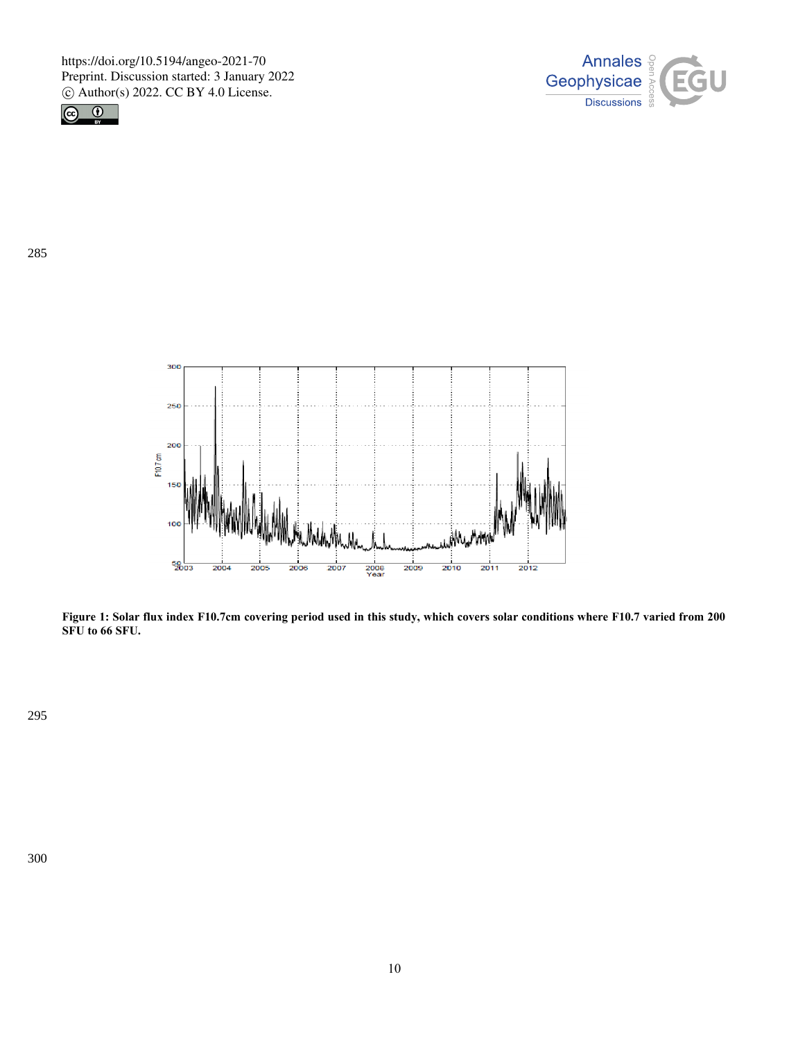**Figure 1: Solar flux index F10.7cm covering period used in this study, which covers solar conditions where F10.7 varied from 200 SFU to 66 SFU.**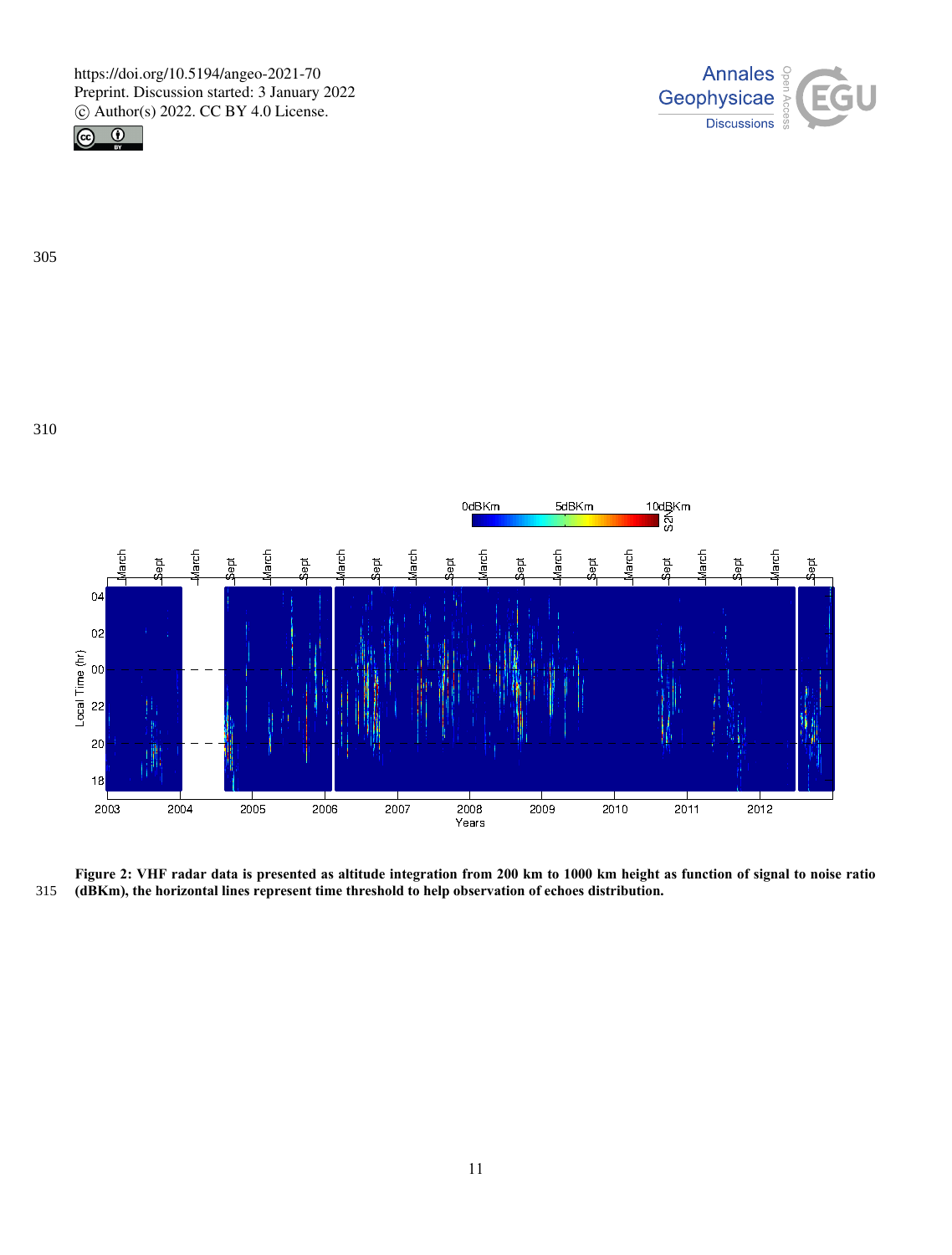**Figure 2: VHF radar data is presented as altitude integration from 200 km to 1000 km height as function of signal to noise ratio (dBKm), the horizontal lines represent time threshold to help observation of echoes distribution.**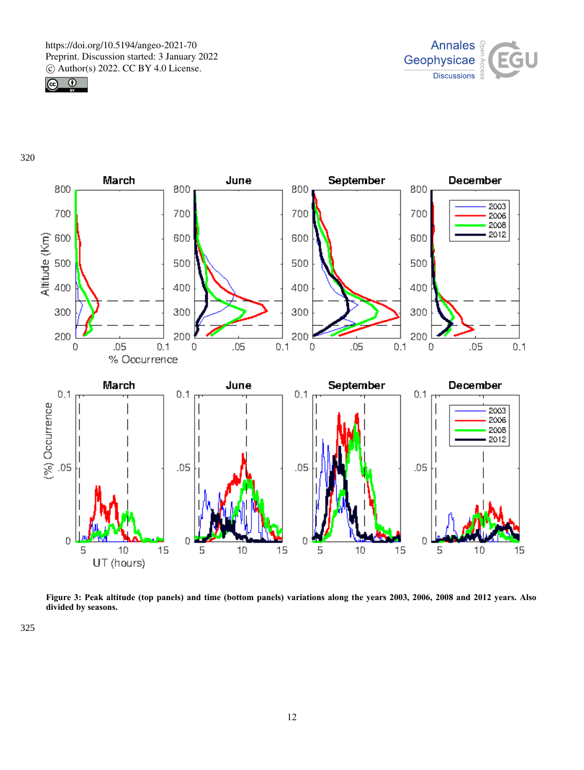**Figure 3: Peak altitude (top panels) and time (bottom panels) variations along the years 2003, 2006, 2008 and 2012 years. Also divided by seasons.**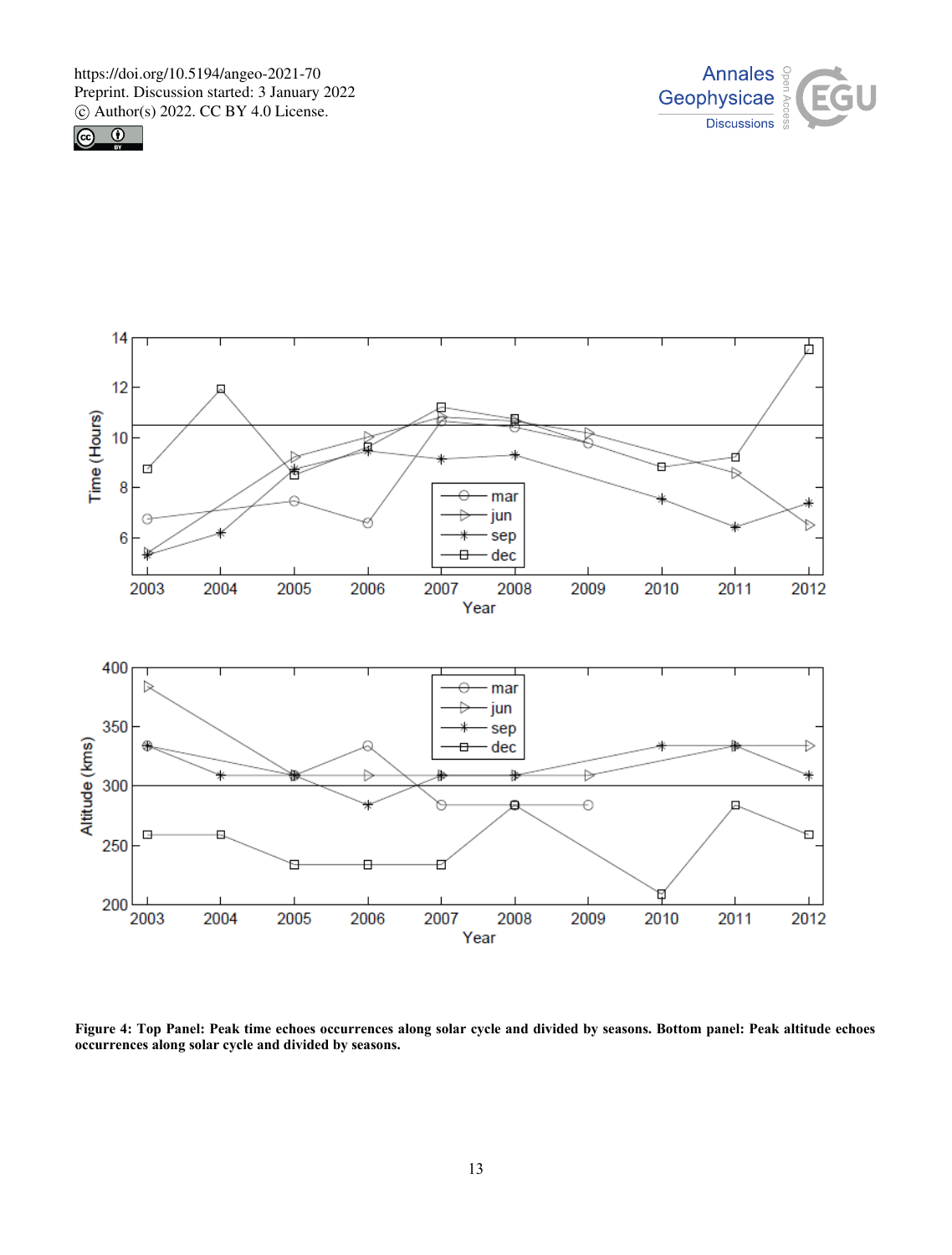14
12
10
8
6
Time (Hours)
2003 2004 2005 2006 2007 2008 2009 2010 2011 2012
Year
mar
jun
sep
dec

400
350
300
250
200
Altitude (kms)
2003 2004 2005 2006 2007 2008 2009 2010 2011 2012
Year
mar
jun
sep
dec

**Figure 4: Top Panel: Peak time echoes occurrences along solar cycle and divided by seasons. Bottom panel: Peak altitude echoes occurrences along solar cycle and divided by seasons.**